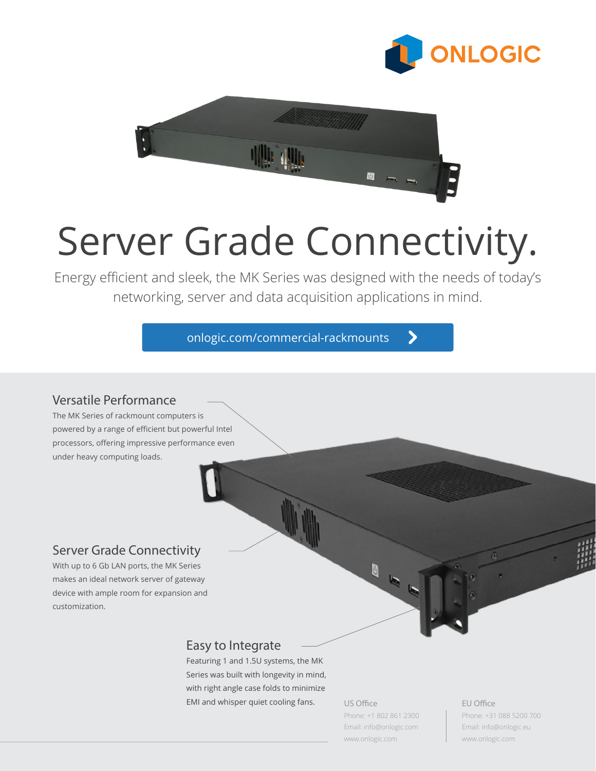ONLOGIC

# Server Grade Connectivity.

Energy efficient and sleek, the MK Series was designed with the needs of today's networking, server and data acquisition applications in mind.

onlogic.com/commercial-rackmounts

## Versatile Performance

The MK Series of rackmount computers is powered by a range of efficient but powerful Intel processors, offering impressive performance even under heavy computing loads.

## Server Grade Connectivity

With up to 6 Gb LAN ports, the MK Series makes an ideal network server of gateway device with ample room for expansion and customization.

## Easy to Integrate

Featuring 1 and 1.5U systems, the MK Series was built with longevity in mind, with right angle case folds to minimize EMI and whisper quiet cooling fans.

**US Office**
Phone: +1 802 861 2300
Email: info@onlogic.com
www.onlogic.com

**EU Office**
Phone: +31 088 5200 700
Email: info@onlogic.eu
www.onlogic.com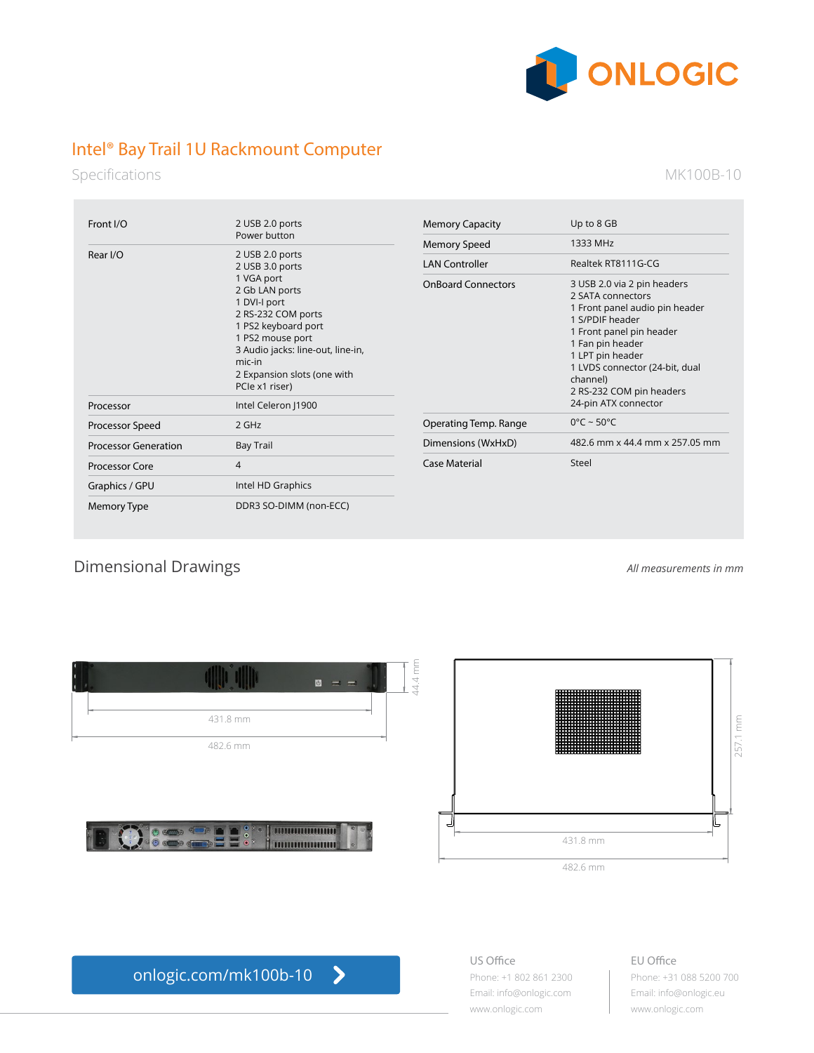# Intel® Bay Trail 1U Rackmount Computer

Specifications

MK100B-10

| | |
|---|---|
| Front I/O | 2 USB 2.0 ports<br>Power button |
| Rear I/O | 2 USB 2.0 ports<br>2 USB 3.0 ports<br>1 VGA port<br>2 Gb LAN ports<br>1 DVI-I port<br>2 RS-232 COM ports<br>1 PS2 keyboard port<br>1 PS2 mouse port<br>3 Audio jacks: line-out, line-in, mic-in<br>2 Expansion slots (one with PCIe x1 riser) |
| Processor | Intel Celeron J1900 |
| Processor Speed | 2 GHz |
| Processor Generation | Bay Trail |
| Processor Core | 4 |
| Graphics / GPU | Intel HD Graphics |
| Memory Type | DDR3 SO-DIMM (non-ECC) |
| Memory Capacity | Up to 8 GB |
| Memory Speed | 1333 MHz |
| LAN Controller | Realtek RT8111G-CG |
| OnBoard Connectors | 3 USB 2.0 via 2 pin headers<br>2 SATA connectors<br>1 Front panel audio pin header<br>1 S/PDIF header<br>1 Front panel pin header<br>1 Fan pin header<br>1 LPT pin header<br>1 LVDS connector (24-bit, dual channel)<br>2 RS-232 COM pin headers<br>24-pin ATX connector |
| Operating Temp. Range | 0°C ~ 50°C |
| Dimensions (WxHxD) | 482.6 mm x 44.4 mm x 257.05 mm |
| Case Material | Steel |

## Dimensional Drawings

*All measurements in mm*

44.4 mm

431.8 mm

482.6 mm

257.1 mm

431.8 mm

482.6 mm

onlogic.com/mk100b-10

US Office
Phone: +1 802 861 2300
Email: info@onlogic.com
www.onlogic.com

EU Office
Phone: +31 088 5200 700
Email: info@onlogic.eu
www.onlogic.com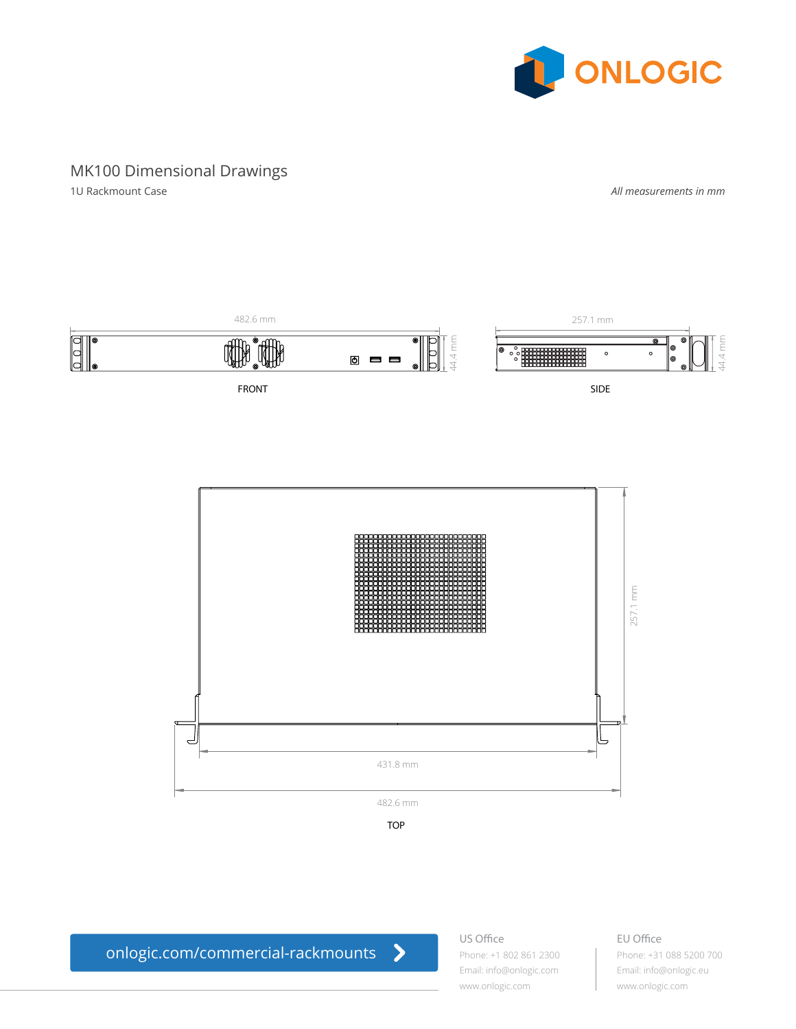# MK100 Dimensional Drawings

1U Rackmount Case

*All measurements in mm*

482.6 mm

44.4 mm

FRONT

257.1 mm

44.4 mm

SIDE

257.1 mm

431.8 mm

482.6 mm

TOP

onlogic.com/commercial-rackmounts

US Office
Phone: +1 802 861 2300
Email: info@onlogic.com
www.onlogic.com

EU Office
Phone: +31 088 5200 700
Email: info@onlogic.eu
www.onlogic.com